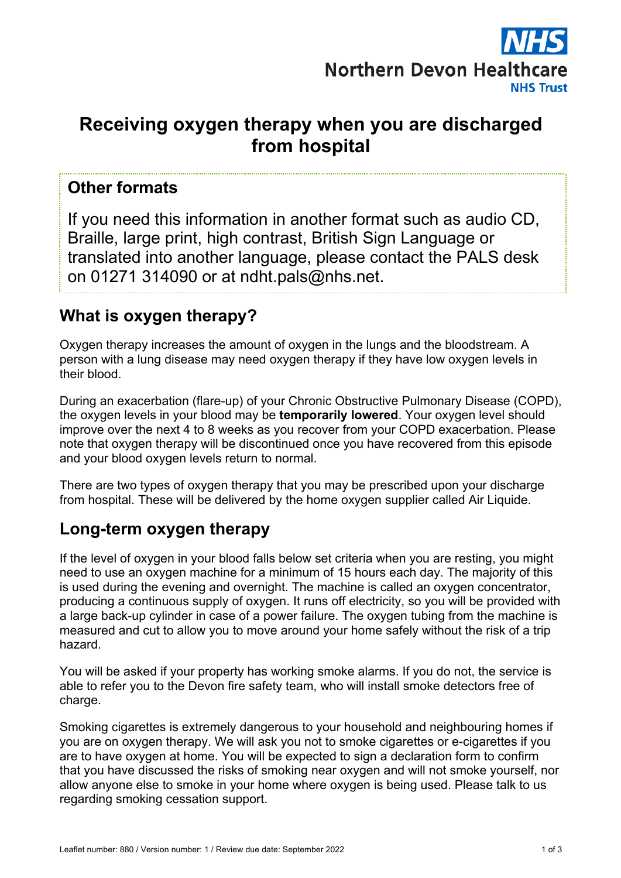# Receiving oxygen therapy when you are discharged from hospital

## Other formats

If you need this information in another format such as audio CD, Braille, large print, high contrast, British Sign Language or translated into another language, please contact the PALS desk on 01271 314090 or at ndht.pals@nhs.net.

## What is oxygen therapy?

Oxygen therapy increases the amount of oxygen in the lungs and the bloodstream. A person with a lung disease may need oxygen therapy if they have low oxygen levels in their blood.

During an exacerbation (flare-up) of your Chronic Obstructive Pulmonary Disease (COPD), the oxygen levels in your blood may be **temporarily lowered**. Your oxygen level should improve over the next 4 to 8 weeks as you recover from your COPD exacerbation. Please note that oxygen therapy will be discontinued once you have recovered from this episode and your blood oxygen levels return to normal.

There are two types of oxygen therapy that you may be prescribed upon your discharge from hospital. These will be delivered by the home oxygen supplier called Air Liquide.

## Long-term oxygen therapy

If the level of oxygen in your blood falls below set criteria when you are resting, you might need to use an oxygen machine for a minimum of 15 hours each day. The majority of this is used during the evening and overnight. The machine is called an oxygen concentrator, producing a continuous supply of oxygen. It runs off electricity, so you will be provided with a large back-up cylinder in case of a power failure. The oxygen tubing from the machine is measured and cut to allow you to move around your home safely without the risk of a trip hazard.

You will be asked if your property has working smoke alarms. If you do not, the service is able to refer you to the Devon fire safety team, who will install smoke detectors free of charge.

Smoking cigarettes is extremely dangerous to your household and neighbouring homes if you are on oxygen therapy. We will ask you not to smoke cigarettes or e-cigarettes if you are to have oxygen at home. You will be expected to sign a declaration form to confirm that you have discussed the risks of smoking near oxygen and will not smoke yourself, nor allow anyone else to smoke in your home where oxygen is being used. Please talk to us regarding smoking cessation support.

Leaflet number: 880 / Version number: 1 / Review due date: September 2022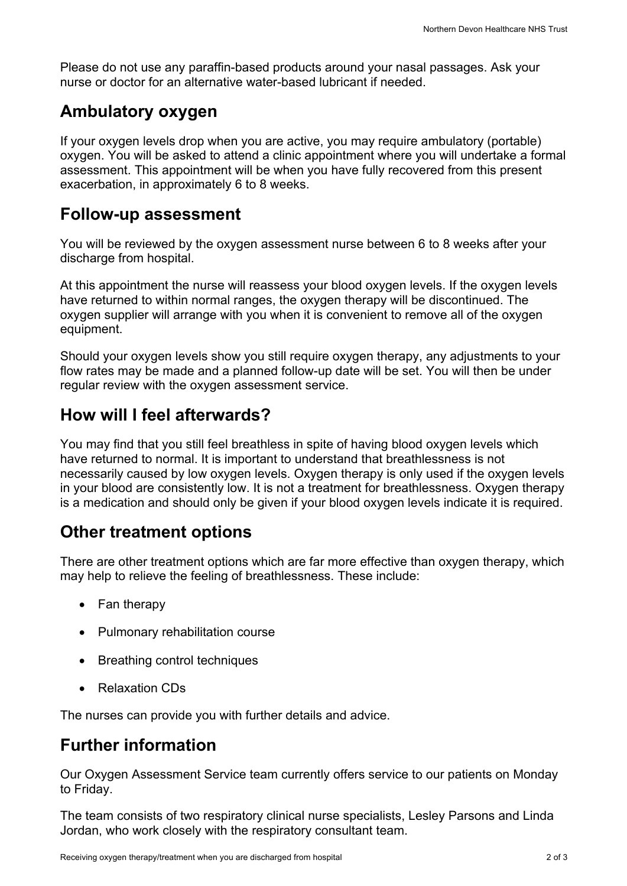Please do not use any paraffin-based products around your nasal passages. Ask your nurse or doctor for an alternative water-based lubricant if needed.

## Ambulatory oxygen

If your oxygen levels drop when you are active, you may require ambulatory (portable) oxygen. You will be asked to attend a clinic appointment where you will undertake a formal assessment. This appointment will be when you have fully recovered from this present exacerbation, in approximately 6 to 8 weeks.

## Follow-up assessment

You will be reviewed by the oxygen assessment nurse between 6 to 8 weeks after your discharge from hospital.

At this appointment the nurse will reassess your blood oxygen levels. If the oxygen levels have returned to within normal ranges, the oxygen therapy will be discontinued. The oxygen supplier will arrange with you when it is convenient to remove all of the oxygen equipment.

Should your oxygen levels show you still require oxygen therapy, any adjustments to your flow rates may be made and a planned follow-up date will be set. You will then be under regular review with the oxygen assessment service.

## How will I feel afterwards?

You may find that you still feel breathless in spite of having blood oxygen levels which have returned to normal. It is important to understand that breathlessness is not necessarily caused by low oxygen levels. Oxygen therapy is only used if the oxygen levels in your blood are consistently low. It is not a treatment for breathlessness. Oxygen therapy is a medication and should only be given if your blood oxygen levels indicate it is required.

## Other treatment options

There are other treatment options which are far more effective than oxygen therapy, which may help to relieve the feeling of breathlessness. These include:

- Fan therapy
- Pulmonary rehabilitation course
- Breathing control techniques
- Relaxation CDs

The nurses can provide you with further details and advice.

## Further information

Our Oxygen Assessment Service team currently offers service to our patients on Monday to Friday.

The team consists of two respiratory clinical nurse specialists, Lesley Parsons and Linda Jordan, who work closely with the respiratory consultant team.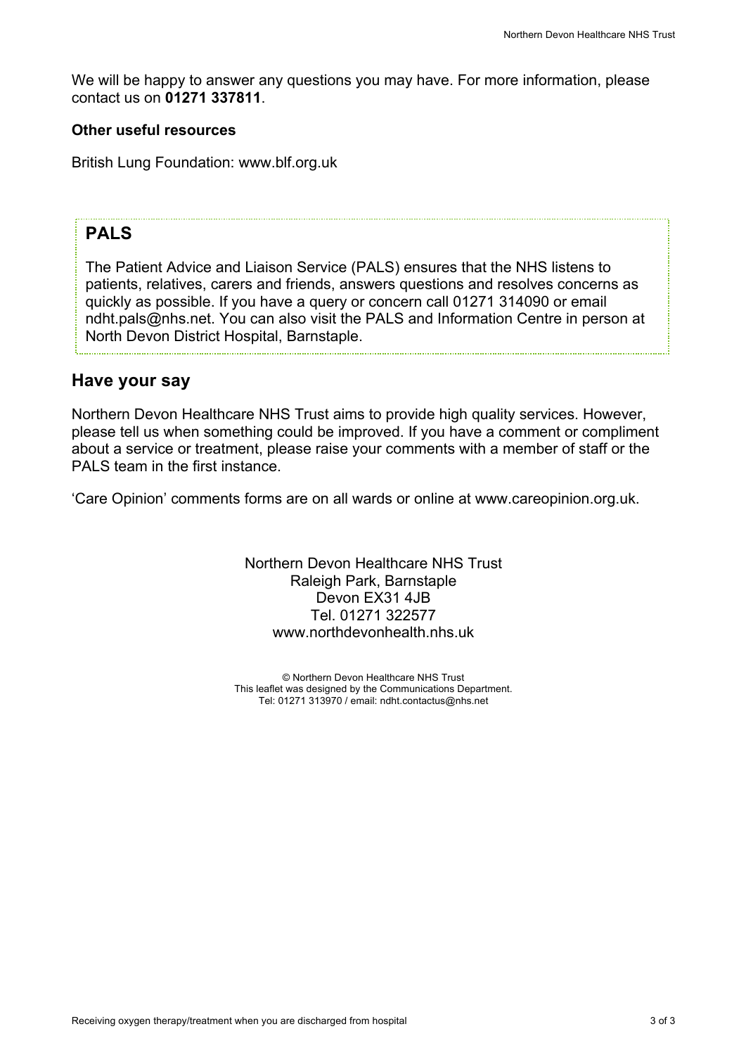We will be happy to answer any questions you may have. For more information, please contact us on **01271 337811**.

**Other useful resources**

British Lung Foundation: www.blf.org.uk

## PALS

The Patient Advice and Liaison Service (PALS) ensures that the NHS listens to patients, relatives, carers and friends, answers questions and resolves concerns as quickly as possible. If you have a query or concern call 01271 314090 or email ndht.pals@nhs.net. You can also visit the PALS and Information Centre in person at North Devon District Hospital, Barnstaple.

## Have your say

Northern Devon Healthcare NHS Trust aims to provide high quality services. However, please tell us when something could be improved. If you have a comment or compliment about a service or treatment, please raise your comments with a member of staff or the PALS team in the first instance.

'Care Opinion' comments forms are on all wards or online at www.careopinion.org.uk.

Northern Devon Healthcare NHS Trust
Raleigh Park, Barnstaple
Devon EX31 4JB
Tel. 01271 322577
www.northdevonhealth.nhs.uk

© Northern Devon Healthcare NHS Trust
This leaflet was designed by the Communications Department.
Tel: 01271 313970 / email: ndht.contactus@nhs.net